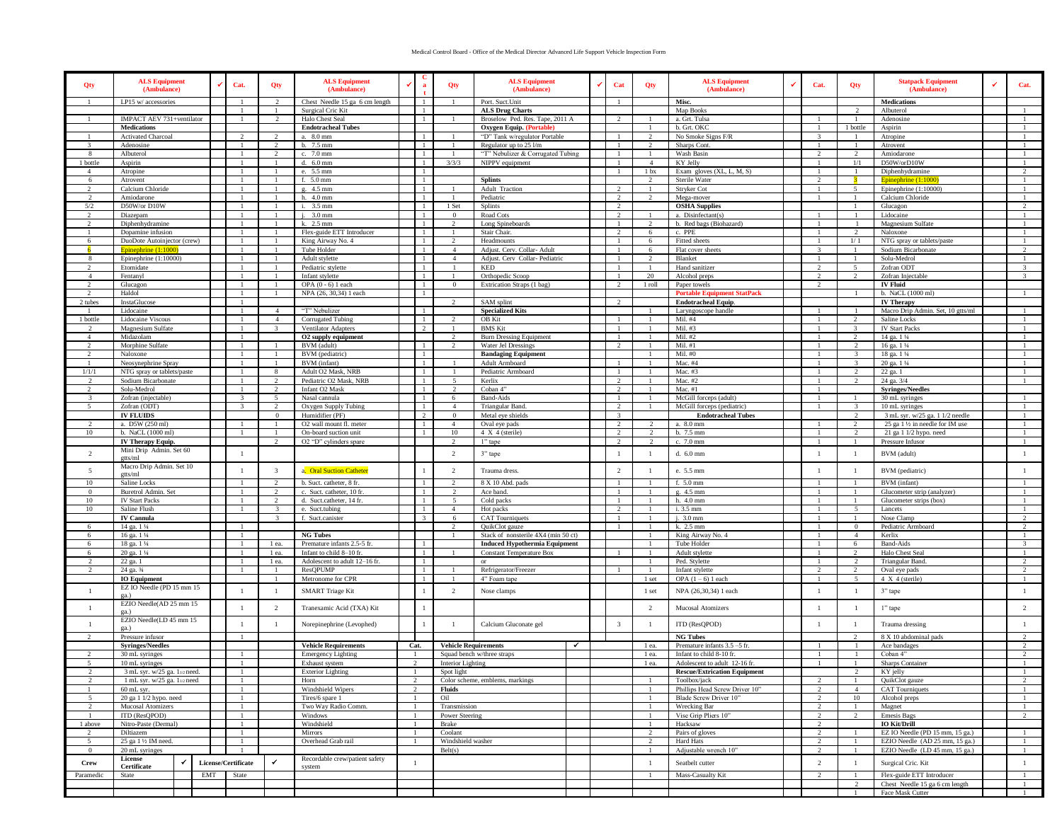# Medical Control Board - Office of the Medical Director Advanced Life Support Vehicle Inspection Form

| Qty | ALS Equipment (Ambulance) | ✓ | Cat. | Qty | ALS Equipment (Ambulance) | ✓ | Cat | Qty | ALS Equipment (Ambulance) | ✓ | Cat | Qty | ALS Equipment (Ambulance) | ✓ | Cat. | Qty | Statpack Equipment (Ambulance) | ✓ | Cat. |
|---|---|---|---|---|---|---|---|---|---|---|---|---|---|---|---|---|---|---|---|
| 1 | LP15 w/ accessories | | 1 | 2 | Chest Needle 15 ga 6 cm length | | 1 | 1 | Port. Suct.Unit | | 1 | | **Misc.** | | | | **Medications** | | |
| | | | 1 | 1 | Surgical Cric Kit | | 1 | | **ALS Drug Charts** | | | | Map Books | | | 2 | Albuterol | | 1 |
| 1 | IMPACT AEV 731+ventilator | | 1 | 2 | Halo Chest Seal | | 1 | 1 | Broselow Ped. Res. Tape, 2011 A | | 2 | 1 | a. Grt. Tulsa | | 1 | 1 | Adenosine | | 1 |
| | **Medications** | | | | **Endotracheal Tubes** | | | | **Oxygen Equip. (Portable)** | | | 1 | b. Grt. OKC | | 1 | 1 bottle | Aspirin | | 1 |
| 1 | Activated Charcoal | | 2 | 1 | a. 8.0 mm | | 1 | 1 | "D" Tank w/regulator Portable | | 1 | 2 | No Smoke Signs F/R | | 3 | 1 | Atropine | | 1 |
| 3 | Adenosine | | 1 | 2 | b. 7.5 mm | | 1 | 1 | Regulator up to 25 l/m | | 1 | 2 | Sharps Cont. | | 1 | 1 | Atrovent | | 1 |
| 8 | Albuterol | | 1 | 2 | c. 7.0 mm | | 1 | 1 | "T" Nebulizer & Corrugated Tubing | | 1 | 1 | Wash Basin | | 2 | 2 | Amiodarone | | 1 |
| 1 bottle | Aspirin | | 1 | 1 | d. 6.0 mm | | 1 | 3/3/3 | NIPPV equipment | | 1 | 4 | KY Jelly | | 1 | 1/1 | D50W/orD10W | | 1 |
| 4 | Atropine | | 1 | 1 | e. 5.5 mm | | 1 | | | | 1 | 1 bx | Exam gloves (XL, L, M, S) | | 1 | 1 | Diphenhydramine | | 2 |
| 6 | Atrovent | | 1 | 1 | f. 5.0 mm | | 1 | | **Splints** | | | 2 | Sterile Water | | 2 | 3 | Epinephrine (1:1000) | | 1 |
| 2 | Calcium Chloride | | 1 | 1 | g. 4.5 mm | | 1 | 1 | Adult Traction | | 2 | 1 | Stryker Cot | | 1 | 5 | Epinephrine (1:10000) | | 1 |
| 2 | Amiodarone | | 1 | 1 | h. 4.0 mm | | 1 | 1 | Pediatric | | 2 | 2 | Mega-mover | | 1 | 1 | Calcium Chloride | | 1 |
| 5/2 | D50W/or D10W | | 1 | 1 | i. 3.5 mm | | 1 | 1 Set | Splints | | 2 | | **OSHA Supplies** | | | 1 | Glucagon | | 2 |
| 2 | Diazepam | | 1 | 1 | j. 3.0 mm | | 1 | 0 | Road Cots | | 2 | 1 | a. Disinfectant(s) | | 1 | 1 | Lidocaine | | 1 |
| 2 | Diphenhydramine | | 1 | 1 | k. 2.5 mm | | 1 | 2 | Long Spineboards | | 1 | 2 | b. Red bags (Biohazard) | | 1 | 1 | Magnesium Sulfate | | 1 |
| 1 | Dopamine infusion | | 1 | 1 | Flex-guide ETT Introducer | | 1 | 1 | Stair Chair. | | 2 | 6 | c. PPE | | 1 | 2 | Naloxone | | 1 |
| 6 | DuoDote Autoinjector (crew) | | 1 | 1 | King Airway No. 4 | | 1 | 2 | Headmounts | | 1 | 6 | Fitted sheets | | 1 | 1/ 1 | NTG spray or tablets/paste | | 1 |
| 6 | Epinephrine (1:1000) | | 1 | 1 | Tube Holder | | 1 | 4 | Adjust. Cerv. Collar- Adult | | 1 | 6 | Flat cover sheets | | 3 | 1 | Sodium Bicarbonate | | 2 |
| 8 | Epinephrine (1:10000) | | 1 | 1 | Adult stylette | | 1 | 4 | Adjust. Cerv. Collar- Pediatric | | 1 | 2 | Blanket | | 1 | 1 | Solu-Medrol | | 1 |
| 2 | Etomidate | | 1 | 1 | Pediatric stylette | | 1 | 1 | KED | | 1 | 1 | Hand sanitizer | | 2 | 5 | Zofran ODT | | 3 |
| 4 | Fentanyl | | 1 | 1 | Infant stylette | | 1 | 1 | Orthopedic Scoop | | 1 | 20 | Alcohol preps | | 2 | 2 | Zofran Injectable | | 3 |
| 2 | Glucagon | | 1 | 1 | OPA (0 - 6) 1 each | | 1 | 0 | Extrication Straps (1 bag) | | 2 | 1 roll | Paper towels | | 2 | | **IV Fluid** | | |
| 2 | Haldol | | 1 | 1 | NPA (26, 30,34) 1 each | | 1 | | | | | | **Portable Equipment StatPack** | | | 1 | b. NaCL (1000 ml) | | 1 |
| 2 tubes | InstaGlucose | | 1 | | | | | 2 | SAM splint | | 2 | | **Endotracheal Equip.** | | | | **IV Therapy** | | |
| 1 | Lidocaine | | 1 | 4 | "T" Nebulizer | | 1 | | **Specialized Kits** | | | 1 | Laryngoscope handle | | 1 | 1 | Macro Drip Admin. Set, 10 gtts/ml | | 1 |
| 1 bottle | Lidocaine Viscous | | 1 | 4 | Corrugated Tubing | | 1 | 2 | OB Kit | | 1 | 1 | Mil. #4 | | 1 | 2 | Saline Locks | | 1 |
| 2 | Magnesium Sulfate | | 1 | 3 | Ventilator Adapters | | 2 | 1 | BMS Kit | | 1 | 1 | Mil. #3 | | 1 | 3 | IV Start Packs | | 1 |
| 4 | Midazolam | | 1 | | **O2 supply equipment** | | | 2 | Burn Dressing Equipment | | 1 | 1 | Mil. #2 | | 1 | 2 | 14 ga. 1 ¼ | | 1 |
| 2 | Morphine Sulfate | | 1 | 1 | BVM (adult) | | 1 | 2 | Water Jel Dressings | | 2 | 1 | Mil. #1 | | 1 | 2 | 16 ga. 1 ¼ | | 1 |
| 2 | Naloxone | | 1 | 1 | BVM (pediatric) | | 1 | | **Bandaging Equipment** | | | 1 | Mil. #0 | | 1 | 3 | 18 ga. 1 ¼ | | 1 |
| 1 | Neosynephrine Spray | | 1 | 1 | BVM (infant) | | 1 | 1 | Adult Armboard | | 1 | 1 | Mac. #4 | | 1 | 3 | 20 ga. 1 ¼ | | 1 |
| 1/1/1 | NTG spray or tablets/paste | | 1 | 8 | Adult O2 Mask, NRB | | 1 | 1 | Pediatric Armboard | | 1 | 1 | Mac. #3 | | 1 | 2 | 22 ga. 1 | | 1 |
| 2 | Sodium Bicarbonate | | 1 | 2 | Pediatric O2 Mask, NRB | | 1 | 5 | Kerlix | | 2 | 1 | Mac. #2 | | 1 | 2 | 24 ga. 3/4 | | 1 |
| 2 | Solu-Medrol | | 1 | 2 | Infant O2 Mask | | 1 | 2 | Coban 4" | | 2 | 1 | Mac. #1 | | 1 | | **Syringes/Needles** | | |
| 3 | Zofran (injectable) | | 3 | 5 | Nasal cannula | | 1 | 6 | Band-Aids | | 1 | 1 | McGill forceps (adult) | | 1 | 1 | 30 mL syringes | | 1 |
| 5 | Zofran (ODT) | | 3 | 2 | Oxygen Supply Tubing | | 1 | 4 | Triangular Band. | | 2 | 1 | McGill forceps (pediatric) | | 1 | 3 | 10 mL syringes | | 1 |
| | **IV FLUIDS** | | | 0 | Humidifier (PF) | | 2 | 0 | Metal eye shields | | 3 | | **Endotracheal Tubes** | | | 2 | 3 mL syr. w/25 ga. 1 1/2 needle | | 1 |
| 2 | a. D5W (250 ml) | | 1 | 1 | O2 wall mount fl. meter | | 1 | 4 | Oval eye pads | | 2 | 2 | a. 8.0 mm | | 1 | 2 | 25 ga 1 ½ in needle for IM use | | 1 |
| 10 | b. NaCL (1000 ml) | | 1 | 1 | On-board suction unit | | 1 | 10 | 4 X 4 (sterile) | | 2 | 2 | b. 7.5 mm | | 1 | 2 | 21 ga 1 1/2 hypo. need | | 1 |
| | **IV Therapy Equip.** | | | 2 | O2 "D" cylinders spare | | | 2 | 1" tape | | 2 | 2 | c. 7.0 mm | | 1 | 1 | Pressure Infusor | | 1 |
| 2 | Mini Drip Admin. Set 60 gtts/ml | | 1 | | | | | 2 | 3" tape | | 1 | 1 | d. 6.0 mm | | 1 | 1 | BVM (adult) | | 1 |
| 5 | Macro Drip Admin. Set 10 gtts/ml | | 1 | 3 | a. Oral Suction Catheter | | 1 | 2 | Trauma dress. | | 2 | 1 | e. 5.5 mm | | 1 | 1 | BVM (pediatric) | | 1 |
| 10 | Saline Locks | | 1 | 2 | b. Suct. catheter, 8 fr. | | 1 | 2 | 8 X 10 Abd. pads | | 1 | 1 | f. 5.0 mm | | 1 | 1 | BVM (infant) | | 1 |
| 0 | Buretrol Admin. Set | | 1 | 2 | c. Suct. catheter, 10 fr. | | 1 | 2 | Ace band. | | 1 | 1 | g. 4.5 mm | | 1 | 1 | Glucometer strip (analyzer) | | 1 |
| 10 | IV Start Packs | | 1 | 2 | d. Suct.catheter, 14 fr. | | 1 | 5 | Cold packs | | 1 | 1 | h. 4.0 mm | | 1 | 1 | Glucometer strips (box) | | 1 |
| 10 | Saline Flush | | 1 | 3 | e. Suct.tubing | | 1 | 4 | Hot packs | | 2 | 1 | i. 3.5 mm | | 1 | 5 | Lancets | | 1 |
| | **IV Cannula** | | | 3 | f. Suct.canister | | 3 | 6 | CAT Tourniquets | | 1 | 1 | j. 3.0 mm | | 1 | 1 | Nose Clamp | | 2 |
| 6 | 14 ga. 1 ¼ | | 1 | | | | | 2 | QuikClot gauze | | 1 | 1 | k. 2.5 mm | | 1 | 0 | Pediatric Armboard | | 2 |
| 6 | 16 ga. 1 ¼ | | 1 | | **NG Tubes** | | | 1 | Stack of nonsterile 4X4 (min 50 ct) | | | 1 | King Airway No. 4 | | 1 | 4 | Kerlix | | 1 |
| 6 | 18 ga. 1 ¼ | | 1 | 1 ea. | Premature infants 2.5-5 fr. | | 1 | | **Induced Hypothermia Equipment** | | | 1 | Tube Holder | | 1 | 6 | Band-Aids | | 3 |
| 6 | 20 ga. 1 ¼ | | 1 | 1 ea. | Infant to child 8–10 fr. | | 1 | 1 | Constant Temperature Box | | 1 | 1 | Adult stylette | | 1 | 2 | Halo Chest Seal | | 1 |
| 2 | 22 ga. 1 | | 1 | 1 ea. | Adolescent to adult 12–16 fr. | | 1 | | or | | | 1 | Ped. Stylette | | 1 | 2 | Triangular Band. | | 2 |
| 2 | 24 ga. ¾ | | 1 | 1 | ResQPUMP | | 1 | 1 | Refrigerator/Freezer | | 1 | 1 | Infant stylette | | 2 | 2 | Oval eye pads | | 2 |
| | **IO Equipment** | | | 1 | Metronome for CPR | | 1 | 1 | 4" Foam tape | | | 1 set | OPA (1 – 6) 1 each | | 1 | 5 | 4 X 4 (sterile) | | 1 |
| 1 | EZ IO Needle (PD 15 mm 15 ga.) | | 1 | 1 | SMART Triage Kit | | 1 | 2 | Nose clamps | | | 1 set | NPA (26,30,34) 1 each | | 1 | 1 | 3" tape | | 1 |
| 1 | EZIO Needle(AD 25 mm 15 ga.) | | 1 | 2 | Tranexamic Acid (TXA) Kit | | 1 | | | | | 2 | Mucosal Atomizers | | 1 | 1 | 1" tape | | 2 |
| 1 | EZIO Needle(LD 45 mm 15 ga.) | | 1 | 1 | Norepinephrine (Levophed) | | 1 | 1 | Calcium Gluconate gel | | 3 | 1 | ITD (ResQPOD) | | 1 | 1 | Trauma dressing | | 1 |
| 2 | Pressure infusor | | 1 | | | | | | | | | | **NG Tubes** | | | 2 | 8 X 10 abdominal pads | | 2 |
| | **Syringes/Needles** | | | | **Vehicle Requirements** | | **Cat.** | **Vehicle Requirements** | | ✓ | | 1 ea. | Premature infants 3.5 –5 fr. | | 1 | 1 | Ace bandages | | 2 |
| 2 | 30 mL syringes | | 1 | | Emergency Lighting | | 1 | Squad bench w/three straps | | | | 1 ea. | Infant to child 8-10 fr. | | 1 | 1 | Coban 4" | | 2 |
| 5 | 10 mL syringes | | 1 | | Exhaust system | | 2 | Interior Lighting | | | | 1 ea. | Adolescent to adult 12-16 fr. | | 1 | 1 | Sharps Container | | 1 |
| 2 | 3 mL syr. w/25 ga. 1½ need. | | 1 | | Exterior Lighting | | 1 | Spot light | | | | | **Rescue/Extrication Equipment** | | | 2 | KY jelly | | 1 |
| 2 | 1 mL syr. w/25 ga. 1½ need. | | 1 | | Horn | | 2 | Color scheme, emblems, markings | | | | 1 | Toolbox/jack | | 2 | 1 | QuikClot gauze | | 2 |
| 1 | 60 mL syr. | | 1 | | Windshield Wipers | | 2 | **Fluids** | | | | 1 | Phillips Head Screw Driver 10" | | 2 | 4 | CAT Tourniquets | | 1 |
| 5 | 20 ga 1 1/2 hypo. need | | 1 | | Tires/6 spare 1 | | 1 | Oil | | | | 1 | Blade Screw Driver 10" | | 2 | 10 | Alcohol preps | | 1 |
| 2 | Mucosal Atomizers | | 1 | | Two Way Radio Comm. | | 1 | Transmission | | | | 1 | Wrecking Bar | | 2 | 1 | Magnet | | 1 |
| 1 | ITD (ResQPOD) | | 1 | | Windows | | 1 | Power Steering | | | | 1 | Vise Grip Pliers 10" | | 2 | 2 | Emesis Bags | | 2 |
| 1 above | Nitro-Paste (Dermal) | | 1 | | Windshield | | 1 | Brake | | | | 1 | Hacksaw | | 2 | | **IO Kit/Drill** | | |
| 2 | Diltiazem | | 1 | | Mirrors | | 1 | Coolant | | | | 2 | Pairs of gloves | | 2 | 1 | EZ IO Needle (PD 15 mm, 15 ga.) | | 1 |
| 5 | 25 ga 1 ½ IM need. | | 1 | | Overhead Grab rail | | 1 | Windshield washer | | | | 2 | Hard Hats | | 2 | 1 | EZIO Needle (AD 25 mm, 15 ga.) | | 1 |
| 0 | 20 mL syringes | | 1 | | | | | Belt(s) | | | | 1 | Adjustable wrench 10" | | 2 | 1 | EZIO Needle (LD 45 mm, 15 ga.) | | 1 |
| **Crew** | **License Certificate** ✓ | | **License/Certificate** | ✓ | Recordable crew/patient safety system | | 1 | | | | | 1 | Seatbelt cutter | | 2 | 1 | Surgical Cric. Kit | | 1 |
| Paramedic | State | EMT | State | | | | | | | | | 1 | Mass-Casualty Kit | | 2 | 1 | Flex-guide ETT Introducer | | 1 |
| | | | | | | | | | | | | | | | | 2 | Chest Needle 15 ga 6 cm length | | 1 |
| | | | | | | | | | | | | | | | | 1 | Face Mask Cutter | | 1 |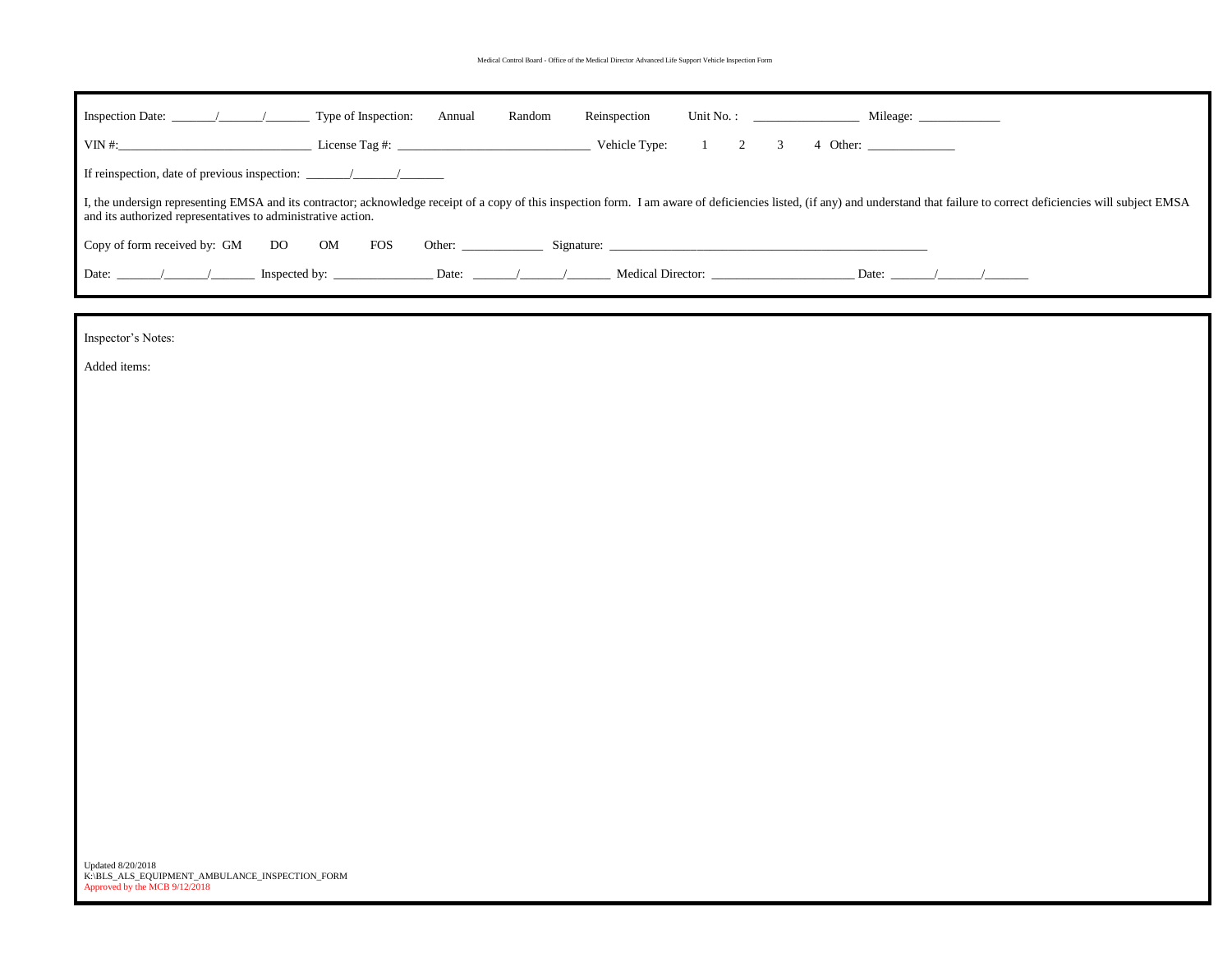Inspection Date: _______/_______/_______ Type of Inspection: Annual Random Reinspection Unit No. : ________________ Mileage: _____________

VIN #:______________________________ License Tag #: ______________________________ Vehicle Type: 1 2 3 4 Other: ______________

If reinspection, date of previous inspection: _______/_______/_______

I, the undersign representing EMSA and its contractor; acknowledge receipt of a copy of this inspection form. I am aware of deficiencies listed, (if any) and understand that failure to correct deficiencies will subject EMSA and its authorized representatives to administrative action.

Copy of form received by: GM DO OM FOS Other: _____________ Signature: __________________________________________________

Date: _______/_______/_______ Inspected by: ________________ Date: _______/_______/_______ Medical Director: _______________________ Date: _______/_______/_______

Inspector's Notes:

Added items:

Updated 8/20/2018
K:\BLS_ALS_EQUIPMENT_AMBULANCE_INSPECTION_FORM
Approved by the MCB 9/12/2018